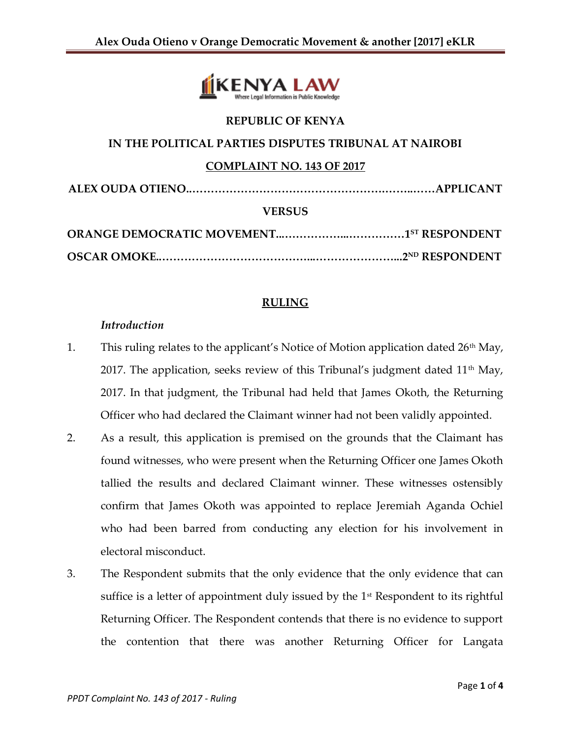**REPUBLIC OF KENYA**

**IN THE POLITICAL PARTIES DISPUTES TRIBUNAL AT NAIROBI**

**COMPLAINT NO. 143 OF 2017**

**ALEX OUDA OTIENO……………………………………………………………APPLICANT**

**VERSUS**

**ORANGE DEMOCRATIC MOVEMENT…………………………………1ST RESPONDENT**

**OSCAR OMOKE…………………………………………………………2ND RESPONDENT**

## RULING

*Introduction*

1. This ruling relates to the applicant's Notice of Motion application dated 26th May, 2017. The application, seeks review of this Tribunal's judgment dated 11th May, 2017. In that judgment, the Tribunal had held that James Okoth, the Returning Officer who had declared the Claimant winner had not been validly appointed.

2. As a result, this application is premised on the grounds that the Claimant has found witnesses, who were present when the Returning Officer one James Okoth tallied the results and declared Claimant winner. These witnesses ostensibly confirm that James Okoth was appointed to replace Jeremiah Aganda Ochiel who had been barred from conducting any election for his involvement in electoral misconduct.

3. The Respondent submits that the only evidence that the only evidence that can suffice is a letter of appointment duly issued by the 1st Respondent to its rightful Returning Officer. The Respondent contends that there is no evidence to support the contention that there was another Returning Officer for Langata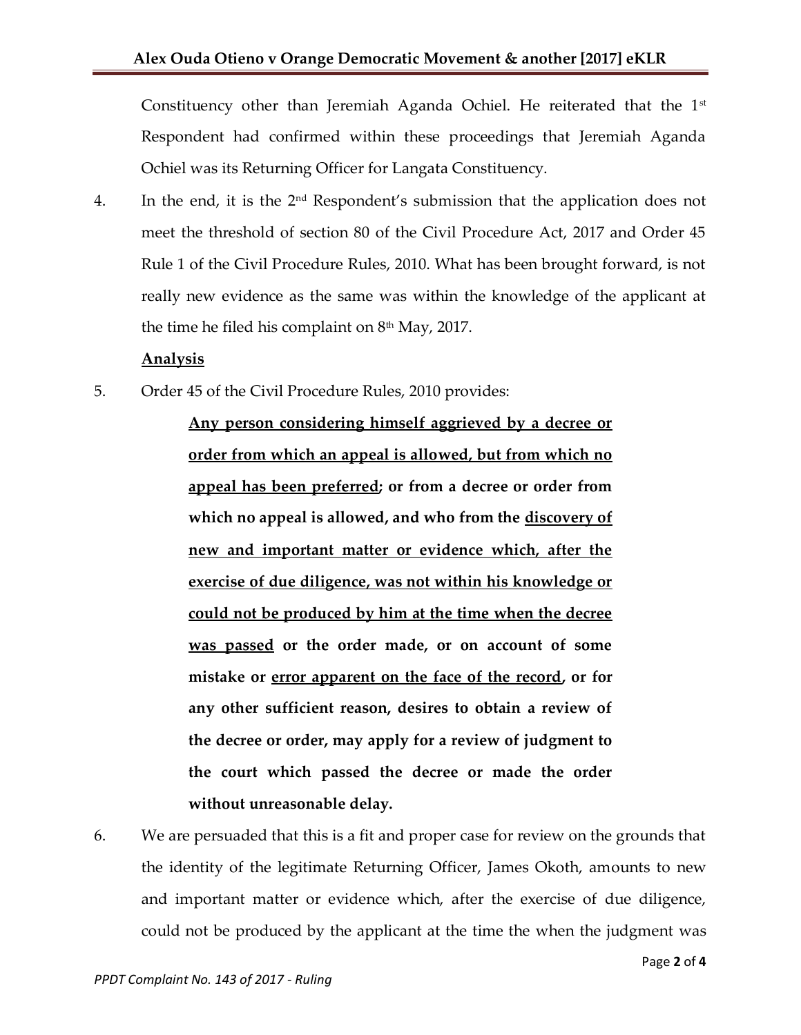Constituency other than Jeremiah Aganda Ochiel. He reiterated that the 1st Respondent had confirmed within these proceedings that Jeremiah Aganda Ochiel was its Returning Officer for Langata Constituency.

4. In the end, it is the 2nd Respondent's submission that the application does not meet the threshold of section 80 of the Civil Procedure Act, 2017 and Order 45 Rule 1 of the Civil Procedure Rules, 2010. What has been brought forward, is not really new evidence as the same was within the knowledge of the applicant at the time he filed his complaint on 8th May, 2017.

**Analysis**

5. Order 45 of the Civil Procedure Rules, 2010 provides:

> **<u>Any person considering himself aggrieved by a decree or order from which an appeal is allowed, but from which no appeal has been preferred</u>; or from a decree or order from which no appeal is allowed, and who from the <u>discovery of new and important matter or evidence which, after the exercise of due diligence, was not within his knowledge or could not be produced by him at the time when the decree was passed</u> or the order made, or on account of some mistake or <u>error apparent on the face of the record</u>, or for any other sufficient reason, desires to obtain a review of the decree or order, may apply for a review of judgment to the court which passed the decree or made the order without unreasonable delay.**

6. We are persuaded that this is a fit and proper case for review on the grounds that the identity of the legitimate Returning Officer, James Okoth, amounts to new and important matter or evidence which, after the exercise of due diligence, could not be produced by the applicant at the time the when the judgment was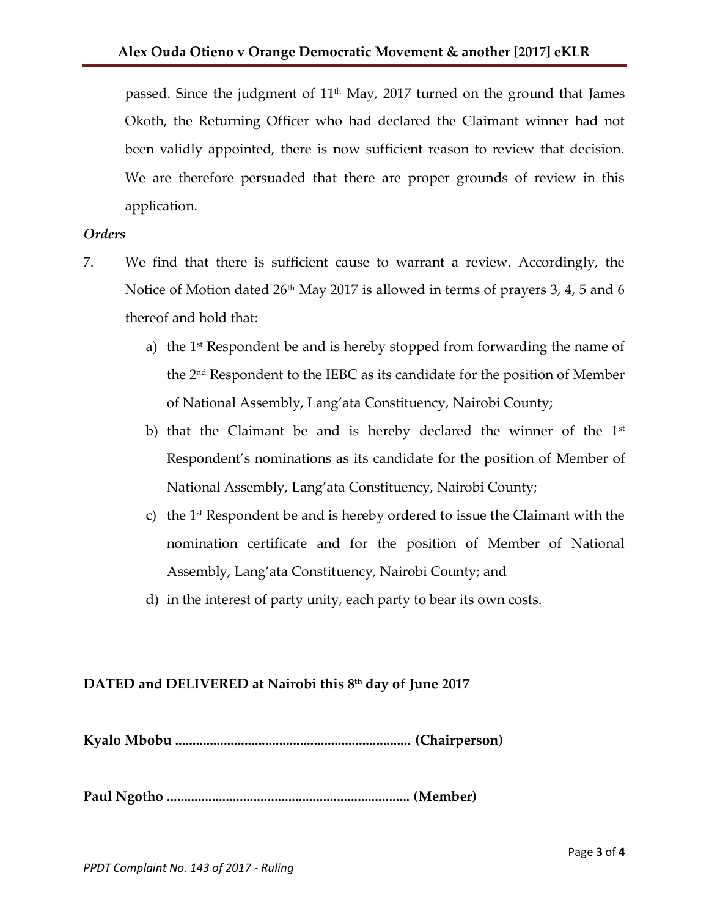passed. Since the judgment of 11th May, 2017 turned on the ground that James Okoth, the Returning Officer who had declared the Claimant winner had not been validly appointed, there is now sufficient reason to review that decision. We are therefore persuaded that there are proper grounds of review in this application.

*Orders*

7. We find that there is sufficient cause to warrant a review. Accordingly, the Notice of Motion dated 26th May 2017 is allowed in terms of prayers 3, 4, 5 and 6 thereof and hold that:

   a) the 1st Respondent be and is hereby stopped from forwarding the name of the 2nd Respondent to the IEBC as its candidate for the position of Member of National Assembly, Lang'ata Constituency, Nairobi County;

   b) that the Claimant be and is hereby declared the winner of the 1st Respondent's nominations as its candidate for the position of Member of National Assembly, Lang'ata Constituency, Nairobi County;

   c) the 1st Respondent be and is hereby ordered to issue the Claimant with the nomination certificate and for the position of Member of National Assembly, Lang'ata Constituency, Nairobi County; and

   d) in the interest of party unity, each party to bear its own costs.

**DATED and DELIVERED at Nairobi this 8th day of June 2017**

**Kyalo Mbobu .................................................................. (Chairperson)**

**Paul Ngotho .................................................................... (Member)**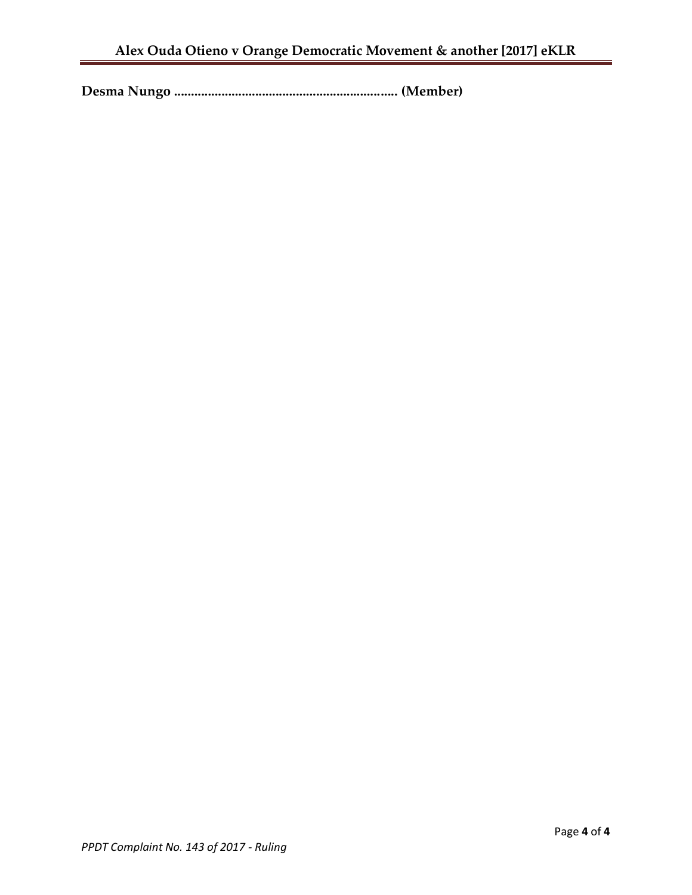**Desma Nungo ................................................................ (Member)**